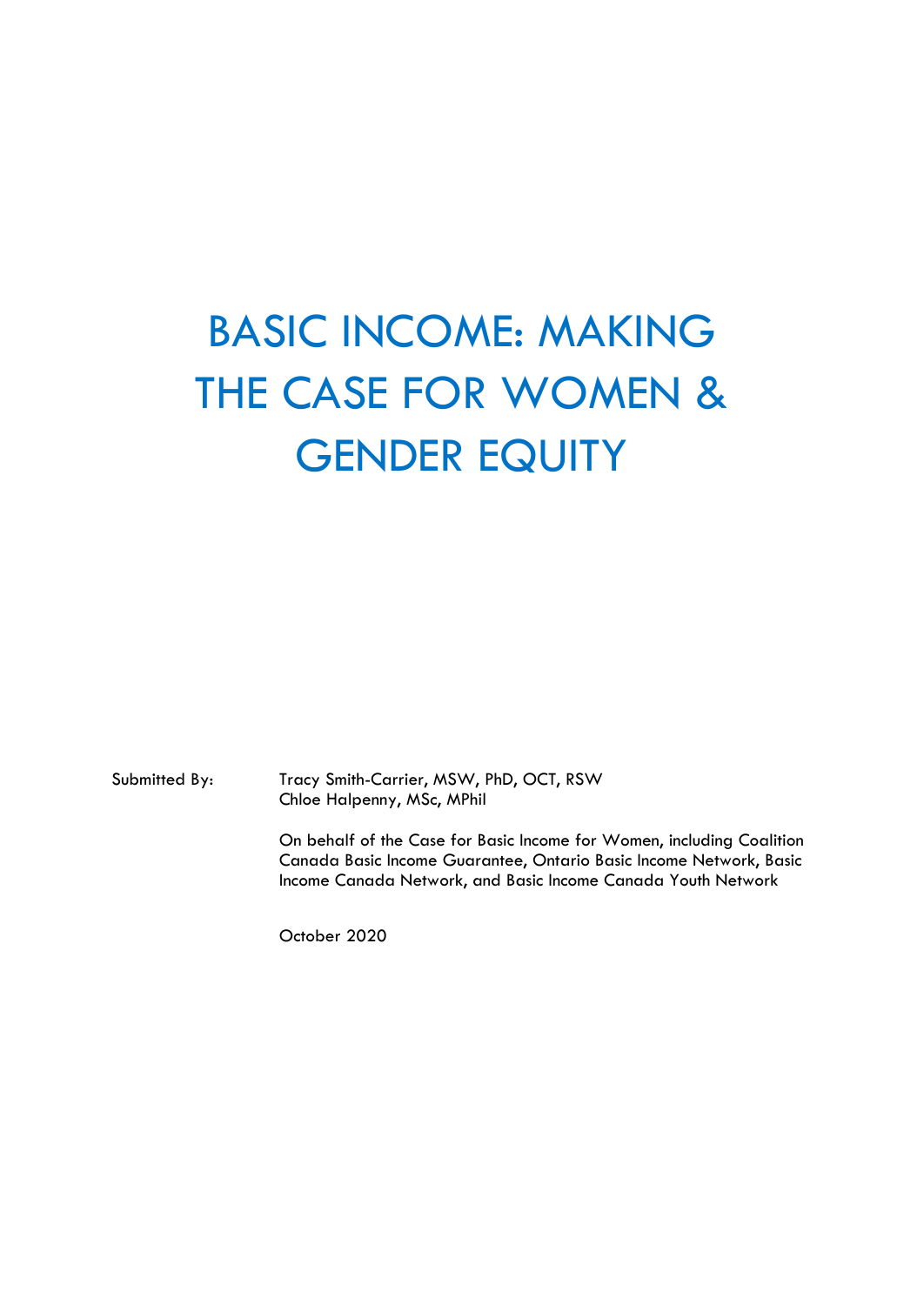# BASIC INCOME: MAKING THE CASE FOR WOMEN & GENDER EQUITY

Submitted By: Tracy Smith-Carrier, MSW, PhD, OCT, RSW
Chloe Halpenny, MSc, MPhil

On behalf of the Case for Basic Income for Women, including Coalition Canada Basic Income Guarantee, Ontario Basic Income Network, Basic Income Canada Network, and Basic Income Canada Youth Network

October 2020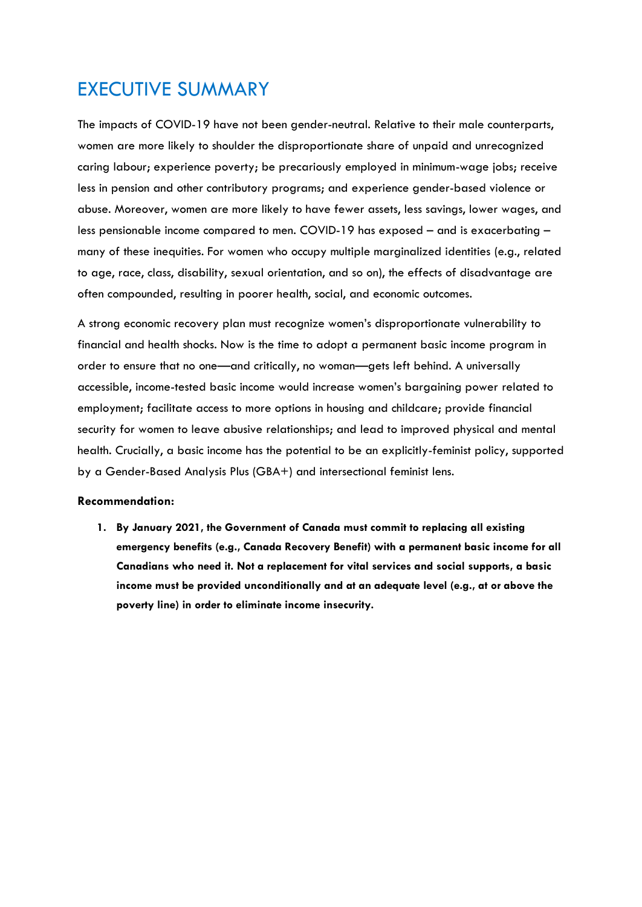# EXECUTIVE SUMMARY

The impacts of COVID-19 have not been gender-neutral. Relative to their male counterparts, women are more likely to shoulder the disproportionate share of unpaid and unrecognized caring labour; experience poverty; be precariously employed in minimum-wage jobs; receive less in pension and other contributory programs; and experience gender-based violence or abuse. Moreover, women are more likely to have fewer assets, less savings, lower wages, and less pensionable income compared to men. COVID-19 has exposed – and is exacerbating – many of these inequities. For women who occupy multiple marginalized identities (e.g., related to age, race, class, disability, sexual orientation, and so on), the effects of disadvantage are often compounded, resulting in poorer health, social, and economic outcomes.

A strong economic recovery plan must recognize women's disproportionate vulnerability to financial and health shocks. Now is the time to adopt a permanent basic income program in order to ensure that no one—and critically, no woman—gets left behind. A universally accessible, income-tested basic income would increase women's bargaining power related to employment; facilitate access to more options in housing and childcare; provide financial security for women to leave abusive relationships; and lead to improved physical and mental health. Crucially, a basic income has the potential to be an explicitly-feminist policy, supported by a Gender-Based Analysis Plus (GBA+) and intersectional feminist lens.

**Recommendation:**

1. **By January 2021, the Government of Canada must commit to replacing all existing emergency benefits (e.g., Canada Recovery Benefit) with a permanent basic income for all Canadians who need it. Not a replacement for vital services and social supports, a basic income must be provided unconditionally and at an adequate level (e.g., at or above the poverty line) in order to eliminate income insecurity.**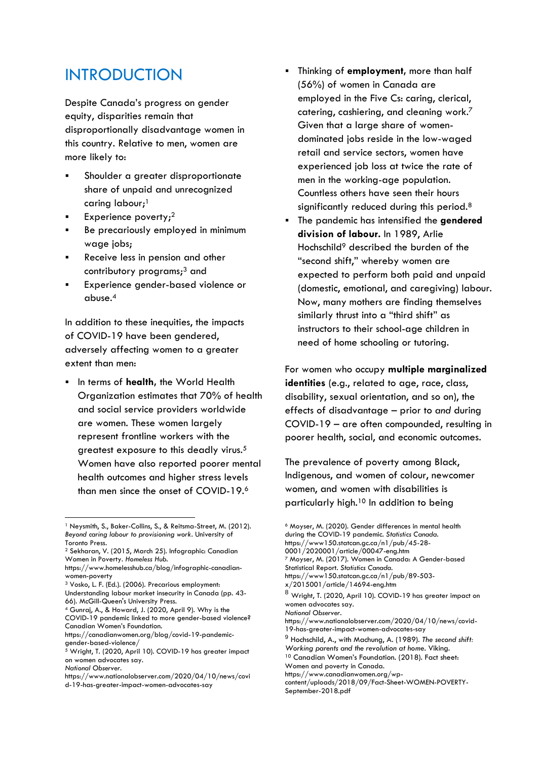# INTRODUCTION

Despite Canada's progress on gender equity, disparities remain that disproportionally disadvantage women in this country. Relative to men, women are more likely to:

- Shoulder a greater disproportionate share of unpaid and unrecognized caring labour;[1]
- Experience poverty;[2]
- Be precariously employed in minimum wage jobs;
- Receive less in pension and other contributory programs;[3] and
- Experience gender-based violence or abuse.[4]

In addition to these inequities, the impacts of COVID-19 have been gendered, adversely affecting women to a greater extent than men:

- In terms of **health**, the World Health Organization estimates that 70% of health and social service providers worldwide are women. These women largely represent frontline workers with the greatest exposure to this deadly virus.[5] Women have also reported poorer mental health outcomes and higher stress levels than men since the onset of COVID-19.[6]
- Thinking of **employment**, more than half (56%) of women in Canada are employed in the Five Cs: caring, clerical, catering, cashiering, and cleaning work.[7] Given that a large share of women-dominated jobs reside in the low-waged retail and service sectors, women have experienced job loss at twice the rate of men in the working-age population. Countless others have seen their hours significantly reduced during this period.[8]
- The pandemic has intensified the **gendered division of labour.** In 1989, Arlie Hochschild[9] described the burden of the "second shift," whereby women are expected to perform both paid and unpaid (domestic, emotional, and caregiving) labour. Now, many mothers are finding themselves similarly thrust into a "third shift" as instructors to their school-age children in need of home schooling or tutoring.

For women who occupy **multiple marginalized identities** (e.g., related to age, race, class, disability, sexual orientation, and so on), the effects of disadvantage – prior to *and* during COVID-19 – are often compounded, resulting in poorer health, social, and economic outcomes.

The prevalence of poverty among Black, Indigenous, and women of colour, newcomer women, and women with disabilities is particularly high.[10] In addition to being

---

[1] Neysmith, S., Baker-Collins, S., & Reitsma-Street, M. (2012). *Beyond caring labour to provisioning work*. University of Toronto Press.

[2] Sekharan, V. (2015, March 25). Infographic: Canadian Women in Poverty. *Homeless Hub*. https://www.homelesshub.ca/blog/infographic-canadian-women-poverty

[3] Vosko, L. F. (Ed.). (2006). Precarious employment: Understanding labour market insecurity in Canada (pp. 43-66). McGill-Queen's University Press.

[4] Gunraj, A., & Howard, J. (2020, April 9). Why is the COVID-19 pandemic linked to more gender-based violence? Canadian Women's Foundation. https://canadianwomen.org/blog/covid-19-pandemic-gender-based-violence/

[5] Wright, T. (2020, April 10). COVID-19 has greater impact on women advocates say. *National Observer*. https://www.nationalobserver.com/2020/04/10/news/covid-19-has-greater-impact-women-advocates-say

[6] Moyser, M. (2020). Gender differences in mental health during the COVID-19 pandemic. *Statistics Canada*. https://www150.statcan.gc.ca/n1/pub/45-28-0001/2020001/article/00047-eng.htm

[7] Moyser, M. (2017). Women in Canada: A Gender-based Statistical Report. *Statistics Canada*. https://www150.statcan.gc.ca/n1/pub/89-503-x/2015001/article/14694-eng.htm

[8] Wright, T. (2020, April 10). COVID-19 has greater impact on women advocates say. *National Observer*. https://www.nationalobserver.com/2020/04/10/news/covid-19-has-greater-impact-women-advocates-say

[9] Hochschild, A., with Machung, A. (1989). *The second shift: Working parents and the revolution at home*. Viking.

[10] Canadian Women's Foundation. (2018). Fact sheet: Women and poverty in Canada. https://www.canadianwomen.org/wp-content/uploads/2018/09/Fact-Sheet-WOMEN-POVERTY-September-2018.pdf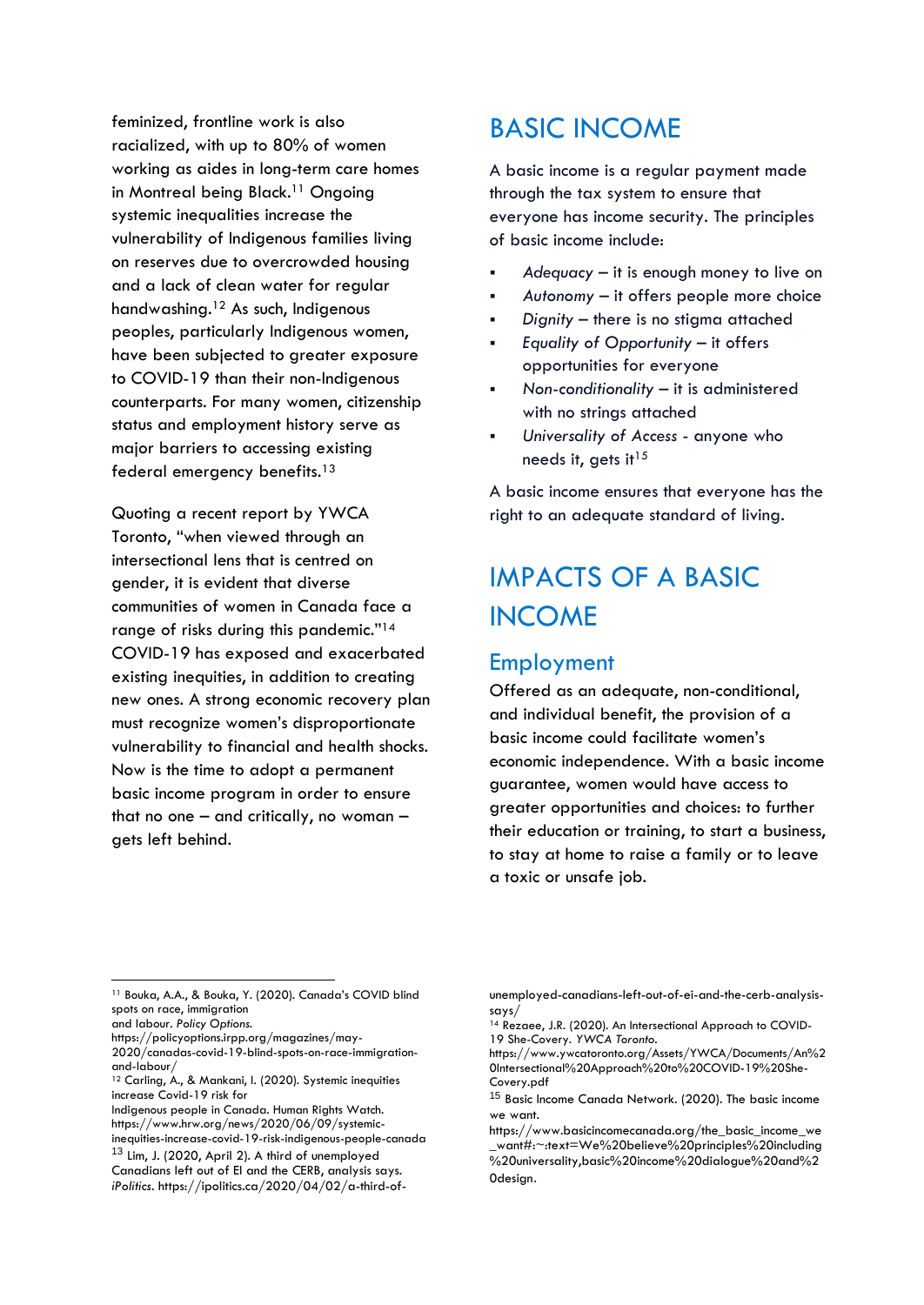feminized, frontline work is also racialized, with up to 80% of women working as aides in long-term care homes in Montreal being Black.[11] Ongoing systemic inequalities increase the vulnerability of Indigenous families living on reserves due to overcrowded housing and a lack of clean water for regular handwashing.[12] As such, Indigenous peoples, particularly Indigenous women, have been subjected to greater exposure to COVID-19 than their non-Indigenous counterparts. For many women, citizenship status and employment history serve as major barriers to accessing existing federal emergency benefits.[13]

Quoting a recent report by YWCA Toronto, "when viewed through an intersectional lens that is centred on gender, it is evident that diverse communities of women in Canada face a range of risks during this pandemic."[14] COVID-19 has exposed and exacerbated existing inequities, in addition to creating new ones. A strong economic recovery plan must recognize women's disproportionate vulnerability to financial and health shocks. Now is the time to adopt a permanent basic income program in order to ensure that no one – and critically, no woman – gets left behind.

# BASIC INCOME

A basic income is a regular payment made through the tax system to ensure that everyone has income security. The principles of basic income include:

- *Adequacy* – it is enough money to live on
- *Autonomy* – it offers people more choice
- *Dignity* – there is no stigma attached
- *Equality of Opportunity* – it offers opportunities for everyone
- *Non-conditionality* – it is administered with no strings attached
- *Universality of Access* - anyone who needs it, gets it[15]

A basic income ensures that everyone has the right to an adequate standard of living.

# IMPACTS OF A BASIC INCOME

## Employment

Offered as an adequate, non-conditional, and individual benefit, the provision of a basic income could facilitate women's economic independence. With a basic income guarantee, women would have access to greater opportunities and choices: to further their education or training, to start a business, to stay at home to raise a family or to leave a toxic or unsafe job.

---

[11] Bouka, A.A., & Bouka, Y. (2020). Canada's COVID blind spots on race, immigration and labour. *Policy Options.* https://policyoptions.irpp.org/magazines/may-2020/canadas-covid-19-blind-spots-on-race-immigration-and-labour/

[12] Carling, A., & Mankani, I. (2020). Systemic inequities increase Covid-19 risk for Indigenous people in Canada. Human Rights Watch. https://www.hrw.org/news/2020/06/09/systemic-inequities-increase-covid-19-risk-indigenous-people-canada

[13] Lim, J. (2020, April 2). A third of unemployed Canadians left out of EI and the CERB, analysis says. *iPolitics.* https://ipolitics.ca/2020/04/02/a-third-of-unemployed-canadians-left-out-of-ei-and-the-cerb-analysis-says/

[14] Rezaee, J.R. (2020). An Intersectional Approach to COVID-19 She-Covery. *YWCA Toronto.* https://www.ywcatoronto.org/Assets/YWCA/Documents/An%20Intersectional%20Approach%20to%20COVID-19%20She-Covery.pdf

[15] Basic Income Canada Network. (2020). The basic income we want. https://www.basicincomecanada.org/the_basic_income_we_want#:~:text=We%20believe%20principles%20including%20universality,basic%20income%20dialogue%20and%20design.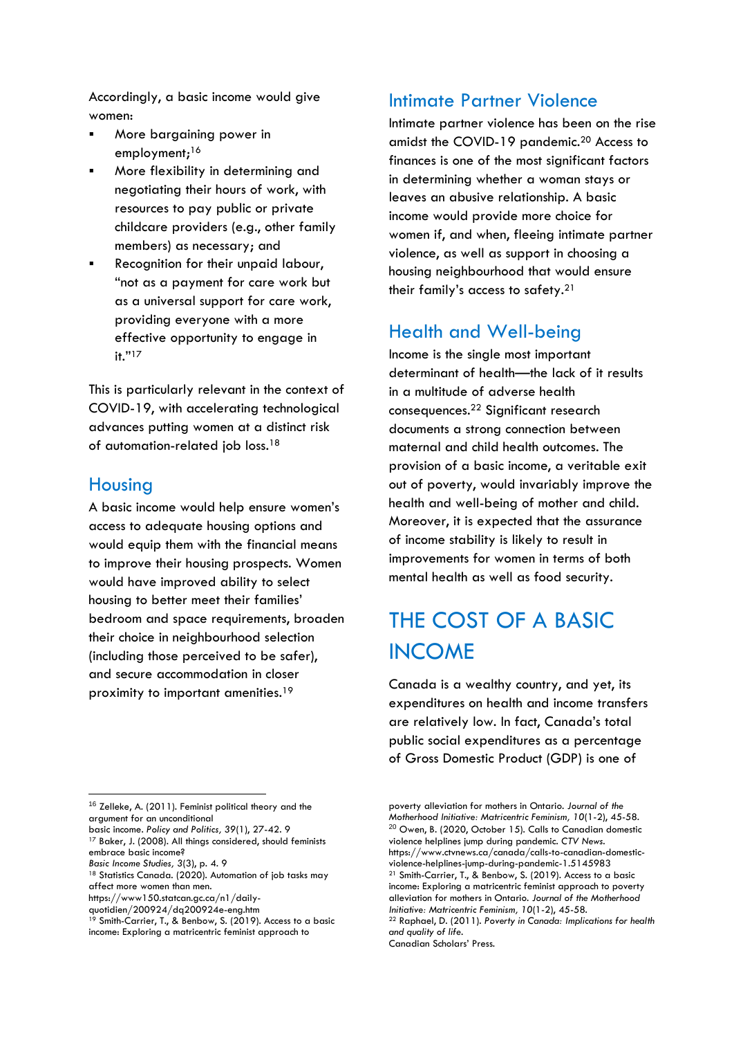Accordingly, a basic income would give women:

- More bargaining power in employment;[16]
- More flexibility in determining and negotiating their hours of work, with resources to pay public or private childcare providers (e.g., other family members) as necessary; and
- Recognition for their unpaid labour, "not as a payment for care work but as a universal support for care work, providing everyone with a more effective opportunity to engage in it."[17]

This is particularly relevant in the context of COVID-19, with accelerating technological advances putting women at a distinct risk of automation-related job loss.[18]

## Housing

A basic income would help ensure women's access to adequate housing options and would equip them with the financial means to improve their housing prospects. Women would have improved ability to select housing to better meet their families' bedroom and space requirements, broaden their choice in neighbourhood selection (including those perceived to be safer), and secure accommodation in closer proximity to important amenities.[19]

## Intimate Partner Violence

Intimate partner violence has been on the rise amidst the COVID-19 pandemic.[20] Access to finances is one of the most significant factors in determining whether a woman stays or leaves an abusive relationship. A basic income would provide more choice for women if, and when, fleeing intimate partner violence, as well as support in choosing a housing neighbourhood that would ensure their family's access to safety.[21]

## Health and Well-being

Income is the single most important determinant of health—the lack of it results in a multitude of adverse health consequences.[22] Significant research documents a strong connection between maternal and child health outcomes. The provision of a basic income, a veritable exit out of poverty, would invariably improve the health and well-being of mother and child. Moreover, it is expected that the assurance of income stability is likely to result in improvements for women in terms of both mental health as well as food security.

# THE COST OF A BASIC INCOME

Canada is a wealthy country, and yet, its expenditures on health and income transfers are relatively low. In fact, Canada's total public social expenditures as a percentage of Gross Domestic Product (GDP) is one of

---

[16] Zelleke, A. (2011). Feminist political theory and the argument for an unconditional basic income. *Policy and Politics, 39*(1), 27-42. 9

[17] Baker, J. (2008). All things considered, should feminists embrace basic income? *Basic Income Studies,* 3(3), p. 4. 9

[18] Statistics Canada. (2020). Automation of job tasks may affect more women than men. https://www150.statcan.gc.ca/n1/daily-quotidien/200924/dq200924e-eng.htm

[19] Smith-Carrier, T., & Benbow, S. (2019). Access to a basic income: Exploring a matricentric feminist approach to poverty alleviation for mothers in Ontario. *Journal of the Motherhood Initiative: Matricentric Feminism, 10*(1-2), 45-58.

[20] Owen, B. (2020, October 15). Calls to Canadian domestic violence helplines jump during pandemic. *CTV News.* https://www.ctvnews.ca/canada/calls-to-canadian-domestic-violence-helplines-jump-during-pandemic-1.5145983

[21] Smith-Carrier, T., & Benbow, S. (2019). Access to a basic income: Exploring a matricentric feminist approach to poverty alleviation for mothers in Ontario. *Journal of the Motherhood Initiative: Matricentric Feminism, 10*(1-2), 45-58.

[22] Raphael, D. (2011). *Poverty in Canada: Implications for health and quality of life.* Canadian Scholars' Press.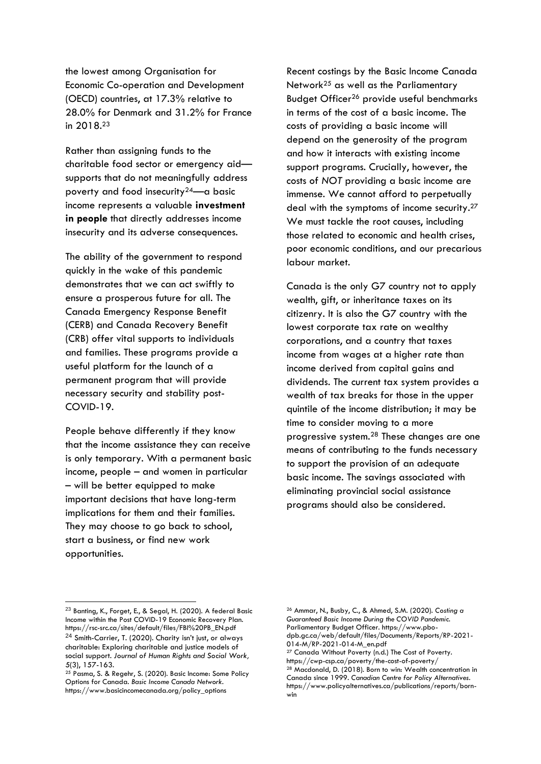the lowest among Organisation for Economic Co-operation and Development (OECD) countries, at 17.3% relative to 28.0% for Denmark and 31.2% for France in 2018.[23]

Rather than assigning funds to the charitable food sector or emergency aid—supports that do not meaningfully address poverty and food insecurity[24]—a basic income represents a valuable **investment in people** that directly addresses income insecurity and its adverse consequences.

The ability of the government to respond quickly in the wake of this pandemic demonstrates that we can act swiftly to ensure a prosperous future for all. The Canada Emergency Response Benefit (CERB) and Canada Recovery Benefit (CRB) offer vital supports to individuals and families. These programs provide a useful platform for the launch of a permanent program that will provide necessary security and stability post-COVID-19.

People behave differently if they know that the income assistance they can receive is only temporary. With a permanent basic income, people – and women in particular – will be better equipped to make important decisions that have long-term implications for them and their families. They may choose to go back to school, start a business, or find new work opportunities.

Recent costings by the Basic Income Canada Network[25] as well as the Parliamentary Budget Officer[26] provide useful benchmarks in terms of the cost of a basic income. The costs of providing a basic income will depend on the generosity of the program and how it interacts with existing income support programs. Crucially, however, the costs of *NOT* providing a basic income are immense. We cannot afford to perpetually deal with the symptoms of income security.[27] We must tackle the root causes, including those related to economic and health crises, poor economic conditions, and our precarious labour market.

Canada is the only G7 country not to apply wealth, gift, or inheritance taxes on its citizenry. It is also the G7 country with the lowest corporate tax rate on wealthy corporations, and a country that taxes income from wages at a higher rate than income derived from capital gains and dividends. The current tax system provides a wealth of tax breaks for those in the upper quintile of the income distribution; it may be time to consider moving to a more progressive system.[28] These changes are one means of contributing to the funds necessary to support the provision of an adequate basic income. The savings associated with eliminating provincial social assistance programs should also be considered.

---

[23] Banting, K., Forget, E., & Segal, H. (2020). A federal Basic Income within the Post COVID-19 Economic Recovery Plan. https://rsc-src.ca/sites/default/files/FBI%20PB_EN.pdf

[24] Smith-Carrier, T. (2020). Charity isn't just, or always charitable: Exploring charitable and justice models of social support. *Journal of Human Rights and Social Work, 5*(3), 157-163.

[25] Pasma, S. & Regehr, S. (2020). Basic Income: Some Policy Options for Canada. *Basic Income Canada Network*. https://www.basicincomecanada.org/policy_options

[26] Ammar, N., Busby, C., & Ahmed, S.M. (2020). *Costing a Guaranteed Basic Income During the COVID Pandemic.* Parliamentary Budget Officer. https://www.pbo-dpb.gc.ca/web/default/files/Documents/Reports/RP-2021-014-M/RP-2021-014-M_en.pdf

[27] Canada Without Poverty (n.d.) The Cost of Poverty. https://cwp-csp.ca/poverty/the-cost-of-poverty/

[28] Macdonald, D. (2018). Born to win: Wealth concentration in Canada since 1999. *Canadian Centre for Policy Alternatives*. https://www.policyalternatives.ca/publications/reports/born-win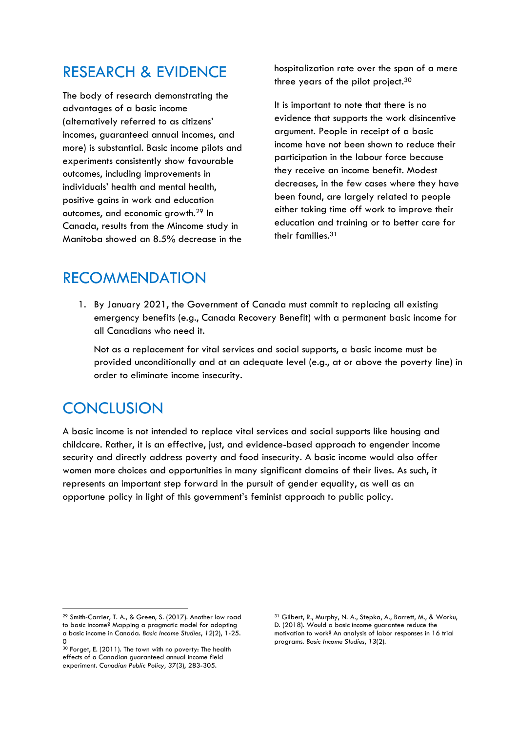## RESEARCH & EVIDENCE

The body of research demonstrating the advantages of a basic income (alternatively referred to as citizens' incomes, guaranteed annual incomes, and more) is substantial. Basic income pilots and experiments consistently show favourable outcomes, including improvements in individuals' health and mental health, positive gains in work and education outcomes, and economic growth.[29] In Canada, results from the Mincome study in Manitoba showed an 8.5% decrease in the hospitalization rate over the span of a mere three years of the pilot project.[30]

It is important to note that there is no evidence that supports the work disincentive argument. People in receipt of a basic income have not been shown to reduce their participation in the labour force because they receive an income benefit. Modest decreases, in the few cases where they have been found, are largely related to people either taking time off work to improve their education and training or to better care for their families.[31]

## RECOMMENDATION

1. By January 2021, the Government of Canada must commit to replacing all existing emergency benefits (e.g., Canada Recovery Benefit) with a permanent basic income for all Canadians who need it.

   Not as a replacement for vital services and social supports, a basic income must be provided unconditionally and at an adequate level (e.g., at or above the poverty line) in order to eliminate income insecurity.

## CONCLUSION

A basic income is not intended to replace vital services and social supports like housing and childcare. Rather, it is an effective, just, and evidence-based approach to engender income security and directly address poverty and food insecurity. A basic income would also offer women more choices and opportunities in many significant domains of their lives. As such, it represents an important step forward in the pursuit of gender equality, as well as an opportune policy in light of this government's feminist approach to public policy.

---

[29] Smith-Carrier, T. A., & Green, S. (2017). Another low road to basic income? Mapping a pragmatic model for adopting a basic income in Canada. *Basic Income Studies*, *12*(2), 1-25. 0

[30] Forget, E. (2011). The town with no poverty: The health effects of a Canadian guaranteed annual income field experiment. *Canadian Public Policy*, *37*(3), 283-305.

[31] Gilbert, R., Murphy, N. A., Stepka, A., Barrett, M., & Worku, D. (2018). Would a basic income guarantee reduce the motivation to work? An analysis of labor responses in 16 trial programs. *Basic Income Studies*, *13*(2).